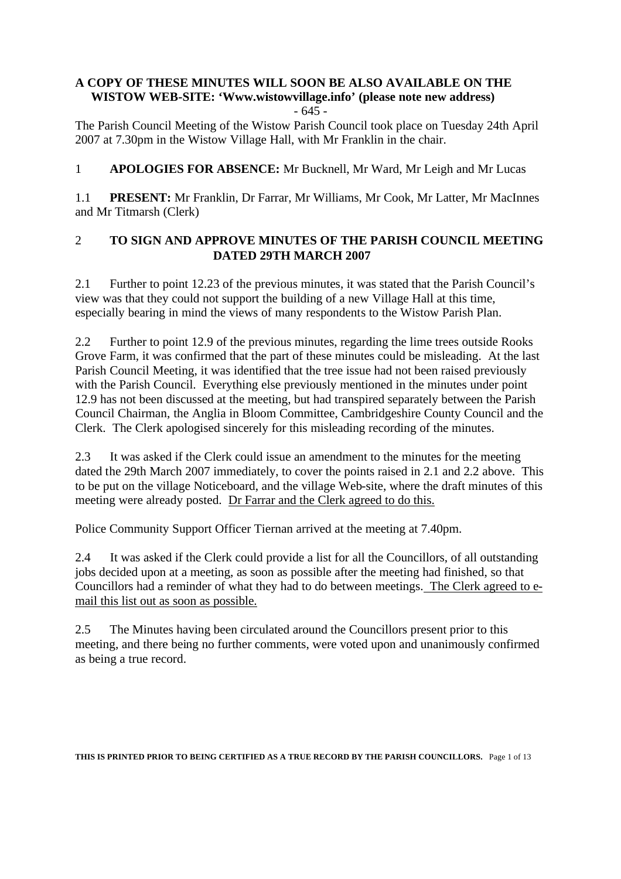**A COPY OF THESE MINUTES WILL SOON BE ALSO AVAILABLE ON THE WISTOW WEB-SITE: 'Www.wistowvillage.info' (please note new address)**

The Parish Council Meeting of the Wistow Parish Council took place on Tuesday 24th April 2007 at 7.30pm in the Wistow Village Hall, with Mr Franklin in the chair.

1 **APOLOGIES FOR ABSENCE:** Mr Bucknell, Mr Ward, Mr Leigh and Mr Lucas

1.1 **PRESENT:** Mr Franklin, Dr Farrar, Mr Williams, Mr Cook, Mr Latter, Mr MacInnes and Mr Titmarsh (Clerk)

## 2 TO SIGN AND APPROVE MINUTES OF THE PARISH COUNCIL MEETING DATED 29TH MARCH 2007

2.1 Further to point 12.23 of the previous minutes, it was stated that the Parish Council's view was that they could not support the building of a new Village Hall at this time, especially bearing in mind the views of many respondents to the Wistow Parish Plan.

2.2 Further to point 12.9 of the previous minutes, regarding the lime trees outside Rooks Grove Farm, it was confirmed that the part of these minutes could be misleading. At the last Parish Council Meeting, it was identified that the tree issue had not been raised previously with the Parish Council. Everything else previously mentioned in the minutes under point 12.9 has not been discussed at the meeting, but had transpired separately between the Parish Council Chairman, the Anglia in Bloom Committee, Cambridgeshire County Council and the Clerk. The Clerk apologised sincerely for this misleading recording of the minutes.

2.3 It was asked if the Clerk could issue an amendment to the minutes for the meeting dated the 29th March 2007 immediately, to cover the points raised in 2.1 and 2.2 above. This to be put on the village Noticeboard, and the village Web-site, where the draft minutes of this meeting were already posted. <u>Dr Farrar and the Clerk agreed to do this.</u>

Police Community Support Officer Tiernan arrived at the meeting at 7.40pm.

2.4 It was asked if the Clerk could provide a list for all the Councillors, of all outstanding jobs decided upon at a meeting, as soon as possible after the meeting had finished, so that Councillors had a reminder of what they had to do between meetings. <u>The Clerk agreed to e-mail this list out as soon as possible.</u>

2.5 The Minutes having been circulated around the Councillors present prior to this meeting, and there being no further comments, were voted upon and unanimously confirmed as being a true record.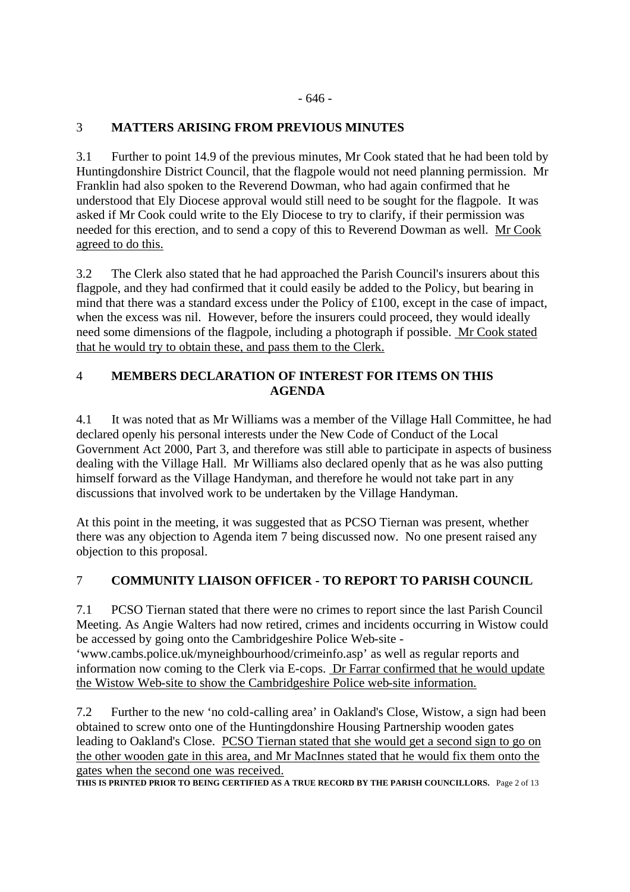## 3 MATTERS ARISING FROM PREVIOUS MINUTES

3.1 Further to point 14.9 of the previous minutes, Mr Cook stated that he had been told by Huntingdonshire District Council, that the flagpole would not need planning permission. Mr Franklin had also spoken to the Reverend Dowman, who had again confirmed that he understood that Ely Diocese approval would still need to be sought for the flagpole. It was asked if Mr Cook could write to the Ely Diocese to try to clarify, if their permission was needed for this erection, and to send a copy of this to Reverend Dowman as well. Mr Cook agreed to do this.

3.2 The Clerk also stated that he had approached the Parish Council's insurers about this flagpole, and they had confirmed that it could easily be added to the Policy, but bearing in mind that there was a standard excess under the Policy of £100, except in the case of impact, when the excess was nil. However, before the insurers could proceed, they would ideally need some dimensions of the flagpole, including a photograph if possible. Mr Cook stated that he would try to obtain these, and pass them to the Clerk.

## 4 MEMBERS DECLARATION OF INTEREST FOR ITEMS ON THIS AGENDA

4.1 It was noted that as Mr Williams was a member of the Village Hall Committee, he had declared openly his personal interests under the New Code of Conduct of the Local Government Act 2000, Part 3, and therefore was still able to participate in aspects of business dealing with the Village Hall. Mr Williams also declared openly that as he was also putting himself forward as the Village Handyman, and therefore he would not take part in any discussions that involved work to be undertaken by the Village Handyman.

At this point in the meeting, it was suggested that as PCSO Tiernan was present, whether there was any objection to Agenda item 7 being discussed now. No one present raised any objection to this proposal.

## 7 COMMUNITY LIAISON OFFICER - TO REPORT TO PARISH COUNCIL

7.1 PCSO Tiernan stated that there were no crimes to report since the last Parish Council Meeting. As Angie Walters had now retired, crimes and incidents occurring in Wistow could be accessed by going onto the Cambridgeshire Police Web-site - 'www.cambs.police.uk/myneighbourhood/crimeinfo.asp' as well as regular reports and information now coming to the Clerk via E-cops. Dr Farrar confirmed that he would update the Wistow Web-site to show the Cambridgeshire Police web-site information.

7.2 Further to the new 'no cold-calling area' in Oakland's Close, Wistow, a sign had been obtained to screw onto one of the Huntingdonshire Housing Partnership wooden gates leading to Oakland's Close. PCSO Tiernan stated that she would get a second sign to go on the other wooden gate in this area, and Mr MacInnes stated that he would fix them onto the gates when the second one was received.

**THIS IS PRINTED PRIOR TO BEING CERTIFIED AS A TRUE RECORD BY THE PARISH COUNCILLORS.**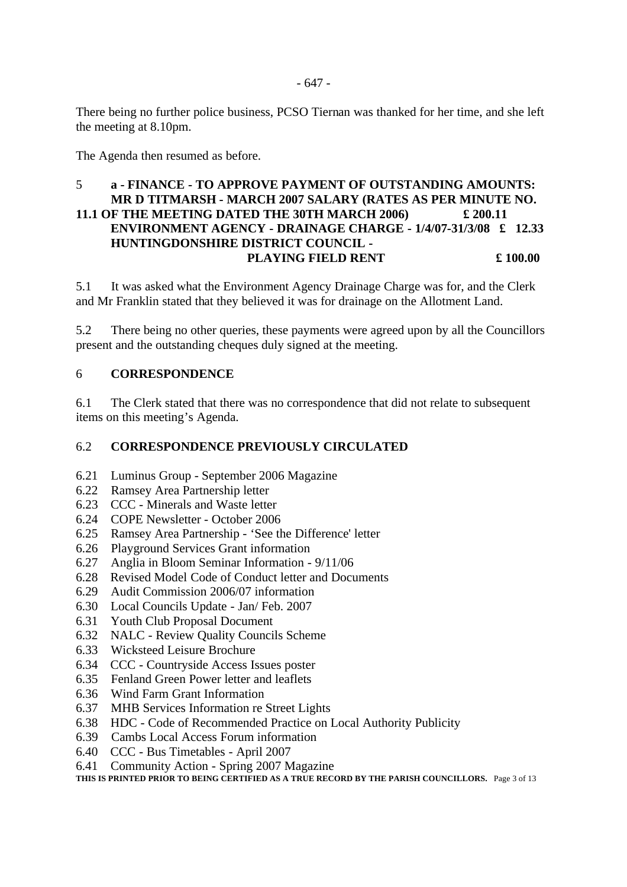There being no further police business, PCSO Tiernan was thanked for her time, and she left the meeting at 8.10pm.

The Agenda then resumed as before.

5 **a - FINANCE - TO APPROVE PAYMENT OF OUTSTANDING AMOUNTS: MR D TITMARSH - MARCH 2007 SALARY (RATES AS PER MINUTE NO. 11.1 OF THE MEETING DATED THE 30TH MARCH 2006) £ 200.11**
**ENVIRONMENT AGENCY - DRAINAGE CHARGE - 1/4/07-31/3/08 £ 12.33**
**HUNTINGDONSHIRE DISTRICT COUNCIL - PLAYING FIELD RENT £ 100.00**

5.1 It was asked what the Environment Agency Drainage Charge was for, and the Clerk and Mr Franklin stated that they believed it was for drainage on the Allotment Land.

5.2 There being no other queries, these payments were agreed upon by all the Councillors present and the outstanding cheques duly signed at the meeting.

6 **CORRESPONDENCE**

6.1 The Clerk stated that there was no correspondence that did not relate to subsequent items on this meeting's Agenda.

6.2 **CORRESPONDENCE PREVIOUSLY CIRCULATED**

6.21 Luminus Group - September 2006 Magazine
6.22 Ramsey Area Partnership letter
6.23 CCC - Minerals and Waste letter
6.24 COPE Newsletter - October 2006
6.25 Ramsey Area Partnership - 'See the Difference' letter
6.26 Playground Services Grant information
6.27 Anglia in Bloom Seminar Information - 9/11/06
6.28 Revised Model Code of Conduct letter and Documents
6.29 Audit Commission 2006/07 information
6.30 Local Councils Update - Jan/ Feb. 2007
6.31 Youth Club Proposal Document
6.32 NALC - Review Quality Councils Scheme
6.33 Wicksteed Leisure Brochure
6.34 CCC - Countryside Access Issues poster
6.35 Fenland Green Power letter and leaflets
6.36 Wind Farm Grant Information
6.37 MHB Services Information re Street Lights
6.38 HDC - Code of Recommended Practice on Local Authority Publicity
6.39 Cambs Local Access Forum information
6.40 CCC - Bus Timetables - April 2007
6.41 Community Action - Spring 2007 Magazine

**THIS IS PRINTED PRIOR TO BEING CERTIFIED AS A TRUE RECORD BY THE PARISH COUNCILLORS.**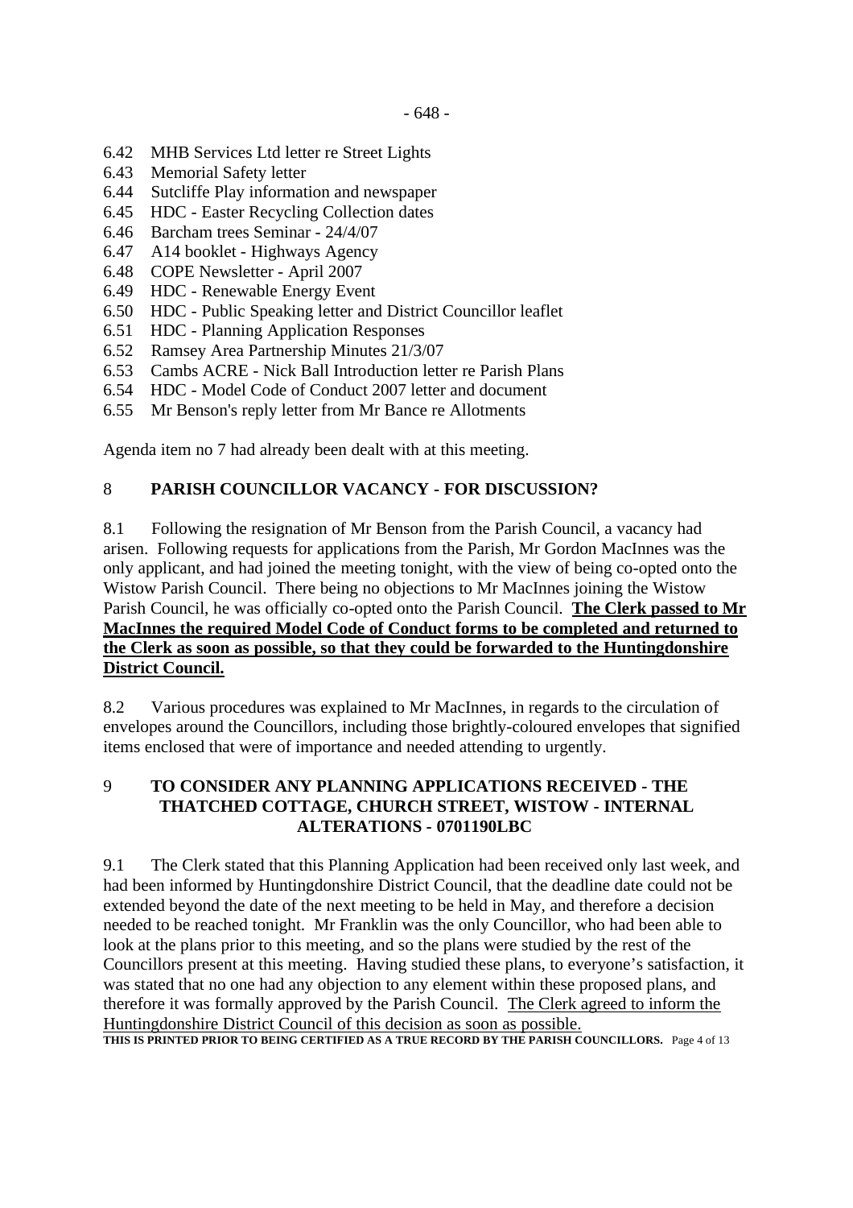6.42 MHB Services Ltd letter re Street Lights
6.43 Memorial Safety letter
6.44 Sutcliffe Play information and newspaper
6.45 HDC - Easter Recycling Collection dates
6.46 Barcham trees Seminar - 24/4/07
6.47 A14 booklet - Highways Agency
6.48 COPE Newsletter - April 2007
6.49 HDC - Renewable Energy Event
6.50 HDC - Public Speaking letter and District Councillor leaflet
6.51 HDC - Planning Application Responses
6.52 Ramsey Area Partnership Minutes 21/3/07
6.53 Cambs ACRE - Nick Ball Introduction letter re Parish Plans
6.54 HDC - Model Code of Conduct 2007 letter and document
6.55 Mr Benson's reply letter from Mr Bance re Allotments

Agenda item no 7 had already been dealt with at this meeting.

## 8 PARISH COUNCILLOR VACANCY - FOR DISCUSSION?

8.1 Following the resignation of Mr Benson from the Parish Council, a vacancy had arisen. Following requests for applications from the Parish, Mr Gordon MacInnes was the only applicant, and had joined the meeting tonight, with the view of being co-opted onto the Wistow Parish Council. There being no objections to Mr MacInnes joining the Wistow Parish Council, he was officially co-opted onto the Parish Council. **The Clerk passed to Mr MacInnes the required Model Code of Conduct forms to be completed and returned to the Clerk as soon as possible, so that they could be forwarded to the Huntingdonshire District Council.**

8.2 Various procedures was explained to Mr MacInnes, in regards to the circulation of envelopes around the Councillors, including those brightly-coloured envelopes that signified items enclosed that were of importance and needed attending to urgently.

## 9 TO CONSIDER ANY PLANNING APPLICATIONS RECEIVED - THE THATCHED COTTAGE, CHURCH STREET, WISTOW - INTERNAL ALTERATIONS - 0701190LBC

9.1 The Clerk stated that this Planning Application had been received only last week, and had been informed by Huntingdonshire District Council, that the deadline date could not be extended beyond the date of the next meeting to be held in May, and therefore a decision needed to be reached tonight. Mr Franklin was the only Councillor, who had been able to look at the plans prior to this meeting, and so the plans were studied by the rest of the Councillors present at this meeting. Having studied these plans, to everyone's satisfaction, it was stated that no one had any objection to any element within these proposed plans, and therefore it was formally approved by the Parish Council. The Clerk agreed to inform the Huntingdonshire District Council of this decision as soon as possible.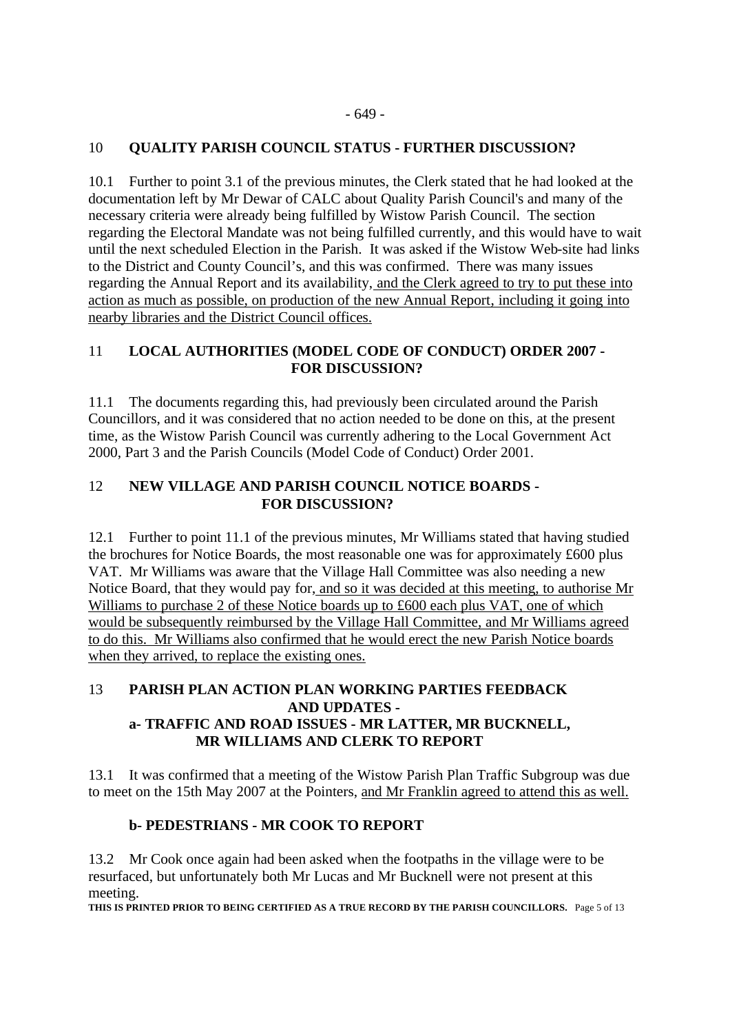## 10 QUALITY PARISH COUNCIL STATUS - FURTHER DISCUSSION?

10.1 Further to point 3.1 of the previous minutes, the Clerk stated that he had looked at the documentation left by Mr Dewar of CALC about Quality Parish Council's and many of the necessary criteria were already being fulfilled by Wistow Parish Council. The section regarding the Electoral Mandate was not being fulfilled currently, and this would have to wait until the next scheduled Election in the Parish. It was asked if the Wistow Web-site had links to the District and County Council's, and this was confirmed. There was many issues regarding the Annual Report and its availability, <u>and the Clerk agreed to try to put these into action as much as possible, on production of the new Annual Report, including it going into nearby libraries and the District Council offices.</u>

## 11 LOCAL AUTHORITIES (MODEL CODE OF CONDUCT) ORDER 2007 - FOR DISCUSSION?

11.1 The documents regarding this, had previously been circulated around the Parish Councillors, and it was considered that no action needed to be done on this, at the present time, as the Wistow Parish Council was currently adhering to the Local Government Act 2000, Part 3 and the Parish Councils (Model Code of Conduct) Order 2001.

## 12 NEW VILLAGE AND PARISH COUNCIL NOTICE BOARDS - FOR DISCUSSION?

12.1 Further to point 11.1 of the previous minutes, Mr Williams stated that having studied the brochures for Notice Boards, the most reasonable one was for approximately £600 plus VAT. Mr Williams was aware that the Village Hall Committee was also needing a new Notice Board, that they would pay for, <u>and so it was decided at this meeting, to authorise Mr Williams to purchase 2 of these Notice boards up to £600 each plus VAT, one of which would be subsequently reimbursed by the Village Hall Committee, and Mr Williams agreed to do this. Mr Williams also confirmed that he would erect the new Parish Notice boards when they arrived, to replace the existing ones.</u>

## 13 PARISH PLAN ACTION PLAN WORKING PARTIES FEEDBACK AND UPDATES -

### a- TRAFFIC AND ROAD ISSUES - MR LATTER, MR BUCKNELL, MR WILLIAMS AND CLERK TO REPORT

13.1 It was confirmed that a meeting of the Wistow Parish Plan Traffic Subgroup was due to meet on the 15th May 2007 at the Pointers, <u>and Mr Franklin agreed to attend this as well.</u>

### b- PEDESTRIANS - MR COOK TO REPORT

13.2 Mr Cook once again had been asked when the footpaths in the village were to be resurfaced, but unfortunately both Mr Lucas and Mr Bucknell were not present at this meeting.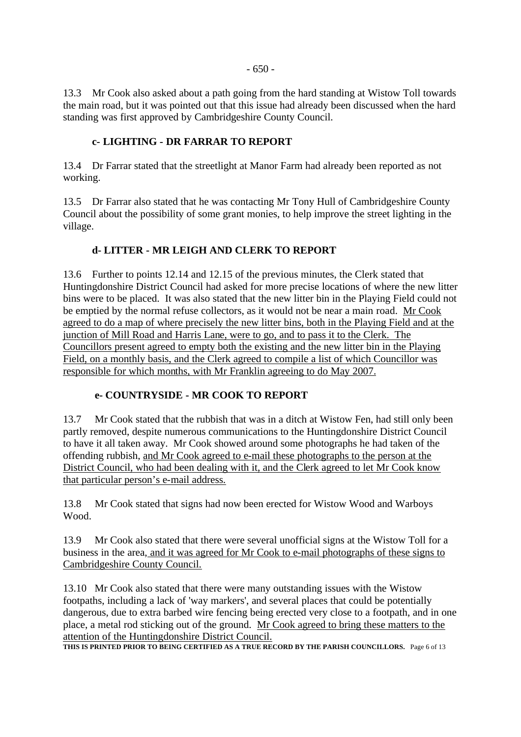13.3 Mr Cook also asked about a path going from the hard standing at Wistow Toll towards the main road, but it was pointed out that this issue had already been discussed when the hard standing was first approved by Cambridgeshire County Council.

### c- LIGHTING - DR FARRAR TO REPORT

13.4 Dr Farrar stated that the streetlight at Manor Farm had already been reported as not working.

13.5 Dr Farrar also stated that he was contacting Mr Tony Hull of Cambridgeshire County Council about the possibility of some grant monies, to help improve the street lighting in the village.

### d- LITTER - MR LEIGH AND CLERK TO REPORT

13.6 Further to points 12.14 and 12.15 of the previous minutes, the Clerk stated that Huntingdonshire District Council had asked for more precise locations of where the new litter bins were to be placed. It was also stated that the new litter bin in the Playing Field could not be emptied by the normal refuse collectors, as it would not be near a main road. <u>Mr Cook agreed to do a map of where precisely the new litter bins, both in the Playing Field and at the junction of Mill Road and Harris Lane, were to go, and to pass it to the Clerk. The Councillors present agreed to empty both the existing and the new litter bin in the Playing Field, on a monthly basis, and the Clerk agreed to compile a list of which Councillor was responsible for which months, with Mr Franklin agreeing to do May 2007.</u>

### e- COUNTRYSIDE - MR COOK TO REPORT

13.7 Mr Cook stated that the rubbish that was in a ditch at Wistow Fen, had still only been partly removed, despite numerous communications to the Huntingdonshire District Council to have it all taken away. Mr Cook showed around some photographs he had taken of the offending rubbish, <u>and Mr Cook agreed to e-mail these photographs to the person at the District Council, who had been dealing with it, and the Clerk agreed to let Mr Cook know that particular person's e-mail address.</u>

13.8 Mr Cook stated that signs had now been erected for Wistow Wood and Warboys Wood.

13.9 Mr Cook also stated that there were several unofficial signs at the Wistow Toll for a business in the area, <u>and it was agreed for Mr Cook to e-mail photographs of these signs to Cambridgeshire County Council.</u>

13.10 Mr Cook also stated that there were many outstanding issues with the Wistow footpaths, including a lack of 'way markers', and several places that could be potentially dangerous, due to extra barbed wire fencing being erected very close to a footpath, and in one place, a metal rod sticking out of the ground. <u>Mr Cook agreed to bring these matters to the attention of the Huntingdonshire District Council.</u>

**THIS IS PRINTED PRIOR TO BEING CERTIFIED AS A TRUE RECORD BY THE PARISH COUNCILLORS.**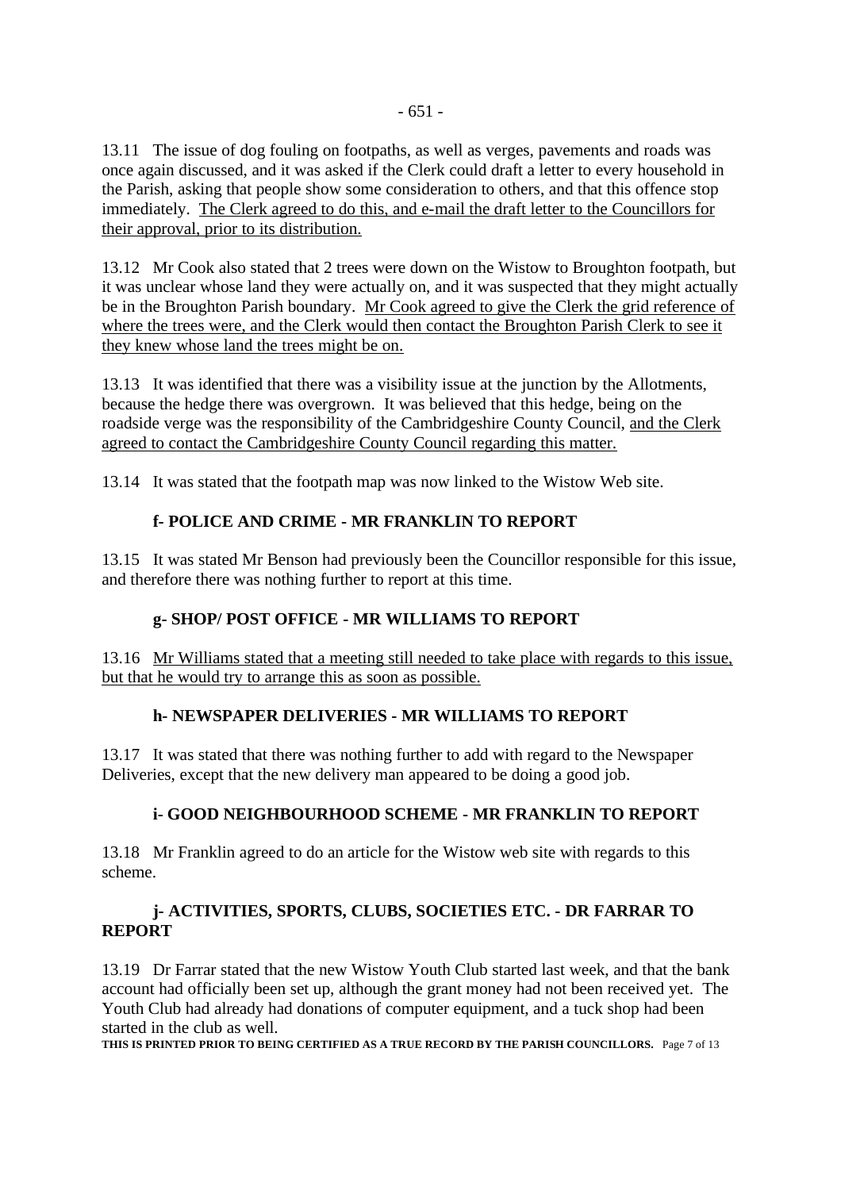13.11 The issue of dog fouling on footpaths, as well as verges, pavements and roads was once again discussed, and it was asked if the Clerk could draft a letter to every household in the Parish, asking that people show some consideration to others, and that this offence stop immediately. <u>The Clerk agreed to do this, and e-mail the draft letter to the Councillors for their approval, prior to its distribution.</u>

13.12 Mr Cook also stated that 2 trees were down on the Wistow to Broughton footpath, but it was unclear whose land they were actually on, and it was suspected that they might actually be in the Broughton Parish boundary. <u>Mr Cook agreed to give the Clerk the grid reference of where the trees were, and the Clerk would then contact the Broughton Parish Clerk to see it they knew whose land the trees might be on.</u>

13.13 It was identified that there was a visibility issue at the junction by the Allotments, because the hedge there was overgrown. It was believed that this hedge, being on the roadside verge was the responsibility of the Cambridgeshire County Council, <u>and the Clerk agreed to contact the Cambridgeshire County Council regarding this matter.</u>

13.14 It was stated that the footpath map was now linked to the Wistow Web site.

### f- POLICE AND CRIME - MR FRANKLIN TO REPORT

13.15 It was stated Mr Benson had previously been the Councillor responsible for this issue, and therefore there was nothing further to report at this time.

### g- SHOP/ POST OFFICE - MR WILLIAMS TO REPORT

13.16 <u>Mr Williams stated that a meeting still needed to take place with regards to this issue, but that he would try to arrange this as soon as possible.</u>

### h- NEWSPAPER DELIVERIES - MR WILLIAMS TO REPORT

13.17 It was stated that there was nothing further to add with regard to the Newspaper Deliveries, except that the new delivery man appeared to be doing a good job.

### i- GOOD NEIGHBOURHOOD SCHEME - MR FRANKLIN TO REPORT

13.18 Mr Franklin agreed to do an article for the Wistow web site with regards to this scheme.

### j- ACTIVITIES, SPORTS, CLUBS, SOCIETIES ETC. - DR FARRAR TO REPORT

13.19 Dr Farrar stated that the new Wistow Youth Club started last week, and that the bank account had officially been set up, although the grant money had not been received yet. The Youth Club had already had donations of computer equipment, and a tuck shop had been started in the club as well.

**THIS IS PRINTED PRIOR TO BEING CERTIFIED AS A TRUE RECORD BY THE PARISH COUNCILLORS.**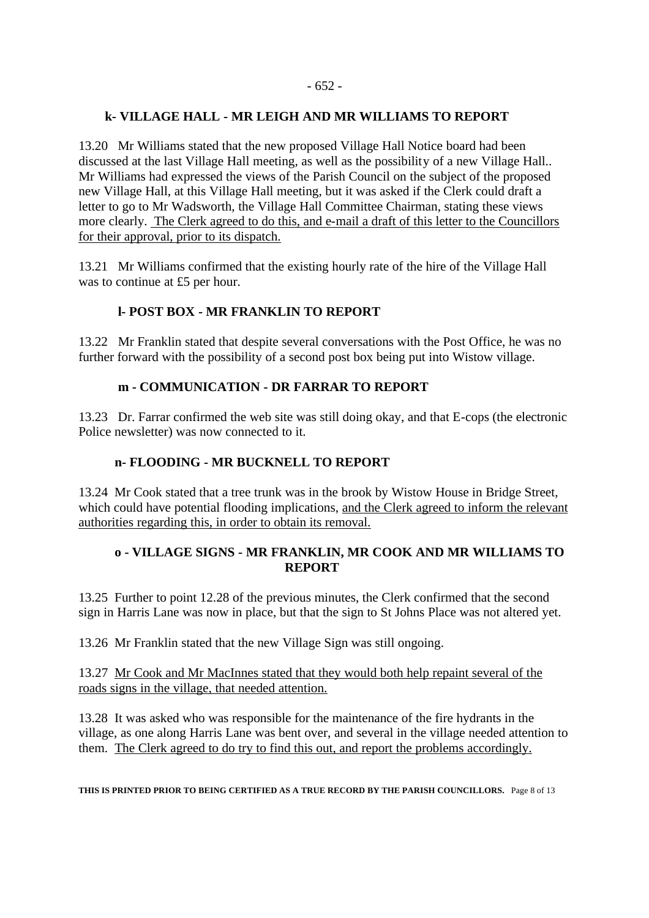### k- VILLAGE HALL - MR LEIGH AND MR WILLIAMS TO REPORT

13.20 Mr Williams stated that the new proposed Village Hall Notice board had been discussed at the last Village Hall meeting, as well as the possibility of a new Village Hall.. Mr Williams had expressed the views of the Parish Council on the subject of the proposed new Village Hall, at this Village Hall meeting, but it was asked if the Clerk could draft a letter to go to Mr Wadsworth, the Village Hall Committee Chairman, stating these views more clearly. <u>The Clerk agreed to do this, and e-mail a draft of this letter to the Councillors for their approval, prior to its dispatch.</u>

13.21 Mr Williams confirmed that the existing hourly rate of the hire of the Village Hall was to continue at £5 per hour.

### l- POST BOX - MR FRANKLIN TO REPORT

13.22 Mr Franklin stated that despite several conversations with the Post Office, he was no further forward with the possibility of a second post box being put into Wistow village.

### m - COMMUNICATION - DR FARRAR TO REPORT

13.23 Dr. Farrar confirmed the web site was still doing okay, and that E-cops (the electronic Police newsletter) was now connected to it.

### n- FLOODING - MR BUCKNELL TO REPORT

13.24 Mr Cook stated that a tree trunk was in the brook by Wistow House in Bridge Street, which could have potential flooding implications, <u>and the Clerk agreed to inform the relevant authorities regarding this, in order to obtain its removal.</u>

### o - VILLAGE SIGNS - MR FRANKLIN, MR COOK AND MR WILLIAMS TO REPORT

13.25 Further to point 12.28 of the previous minutes, the Clerk confirmed that the second sign in Harris Lane was now in place, but that the sign to St Johns Place was not altered yet.

13.26 Mr Franklin stated that the new Village Sign was still ongoing.

13.27 <u>Mr Cook and Mr MacInnes stated that they would both help repaint several of the roads signs in the village, that needed attention.</u>

13.28 It was asked who was responsible for the maintenance of the fire hydrants in the village, as one along Harris Lane was bent over, and several in the village needed attention to them. <u>The Clerk agreed to do try to find this out, and report the problems accordingly.</u>

**THIS IS PRINTED PRIOR TO BEING CERTIFIED AS A TRUE RECORD BY THE PARISH COUNCILLORS.**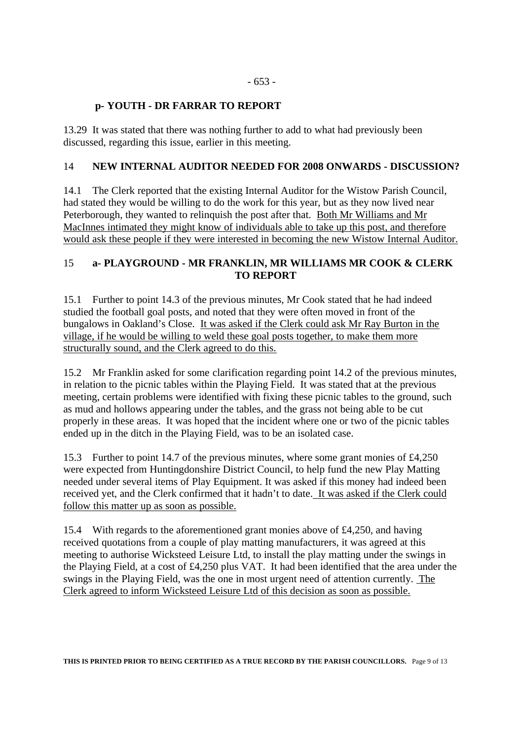**p- YOUTH - DR FARRAR TO REPORT**

13.29 It was stated that there was nothing further to add to what had previously been discussed, regarding this issue, earlier in this meeting.

**14 NEW INTERNAL AUDITOR NEEDED FOR 2008 ONWARDS - DISCUSSION?**

14.1 The Clerk reported that the existing Internal Auditor for the Wistow Parish Council, had stated they would be willing to do the work for this year, but as they now lived near Peterborough, they wanted to relinquish the post after that. <u>Both Mr Williams and Mr MacInnes intimated they might know of individuals able to take up this post, and therefore would ask these people if they were interested in becoming the new Wistow Internal Auditor.</u>

**15 a- PLAYGROUND - MR FRANKLIN, MR WILLIAMS MR COOK & CLERK TO REPORT**

15.1 Further to point 14.3 of the previous minutes, Mr Cook stated that he had indeed studied the football goal posts, and noted that they were often moved in front of the bungalows in Oakland's Close. <u>It was asked if the Clerk could ask Mr Ray Burton in the village, if he would be willing to weld these goal posts together, to make them more structurally sound, and the Clerk agreed to do this.</u>

15.2 Mr Franklin asked for some clarification regarding point 14.2 of the previous minutes, in relation to the picnic tables within the Playing Field. It was stated that at the previous meeting, certain problems were identified with fixing these picnic tables to the ground, such as mud and hollows appearing under the tables, and the grass not being able to be cut properly in these areas. It was hoped that the incident where one or two of the picnic tables ended up in the ditch in the Playing Field, was to be an isolated case.

15.3 Further to point 14.7 of the previous minutes, where some grant monies of £4,250 were expected from Huntingdonshire District Council, to help fund the new Play Matting needed under several items of Play Equipment. It was asked if this money had indeed been received yet, and the Clerk confirmed that it hadn't to date. <u>It was asked if the Clerk could follow this matter up as soon as possible.</u>

15.4 With regards to the aforementioned grant monies above of £4,250, and having received quotations from a couple of play matting manufacturers, it was agreed at this meeting to authorise Wicksteed Leisure Ltd, to install the play matting under the swings in the Playing Field, at a cost of £4,250 plus VAT. It had been identified that the area under the swings in the Playing Field, was the one in most urgent need of attention currently. <u>The Clerk agreed to inform Wicksteed Leisure Ltd of this decision as soon as possible.</u>

**THIS IS PRINTED PRIOR TO BEING CERTIFIED AS A TRUE RECORD BY THE PARISH COUNCILLORS.**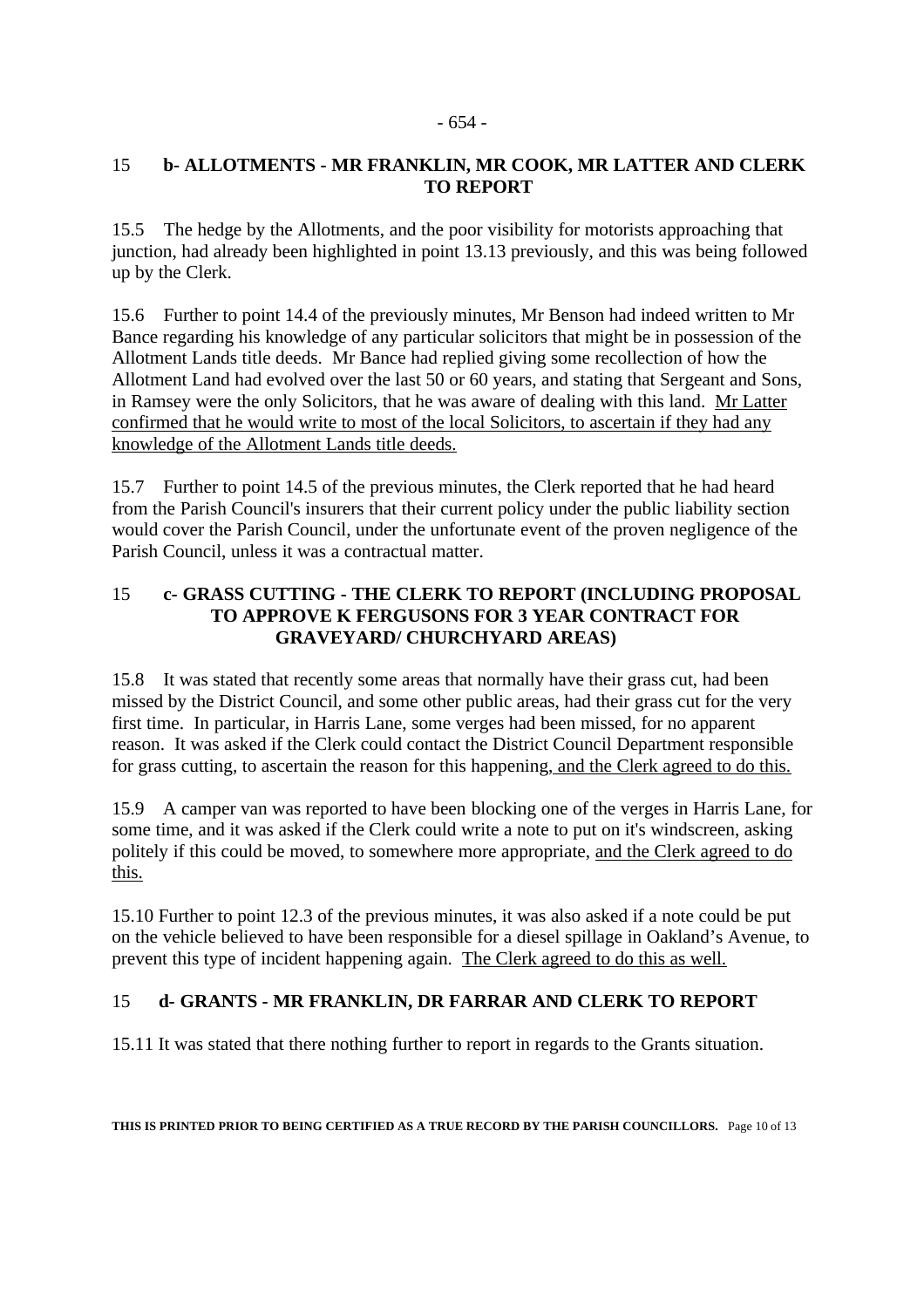## 15 b- ALLOTMENTS - MR FRANKLIN, MR COOK, MR LATTER AND CLERK TO REPORT

15.5 The hedge by the Allotments, and the poor visibility for motorists approaching that junction, had already been highlighted in point 13.13 previously, and this was being followed up by the Clerk.

15.6 Further to point 14.4 of the previously minutes, Mr Benson had indeed written to Mr Bance regarding his knowledge of any particular solicitors that might be in possession of the Allotment Lands title deeds. Mr Bance had replied giving some recollection of how the Allotment Land had evolved over the last 50 or 60 years, and stating that Sergeant and Sons, in Ramsey were the only Solicitors, that he was aware of dealing with this land. Mr Latter confirmed that he would write to most of the local Solicitors, to ascertain if they had any knowledge of the Allotment Lands title deeds.

15.7 Further to point 14.5 of the previous minutes, the Clerk reported that he had heard from the Parish Council's insurers that their current policy under the public liability section would cover the Parish Council, under the unfortunate event of the proven negligence of the Parish Council, unless it was a contractual matter.

## 15 c- GRASS CUTTING - THE CLERK TO REPORT (INCLUDING PROPOSAL TO APPROVE K FERGUSONS FOR 3 YEAR CONTRACT FOR GRAVEYARD/ CHURCHYARD AREAS)

15.8 It was stated that recently some areas that normally have their grass cut, had been missed by the District Council, and some other public areas, had their grass cut for the very first time. In particular, in Harris Lane, some verges had been missed, for no apparent reason. It was asked if the Clerk could contact the District Council Department responsible for grass cutting, to ascertain the reason for this happening, and the Clerk agreed to do this.

15.9 A camper van was reported to have been blocking one of the verges in Harris Lane, for some time, and it was asked if the Clerk could write a note to put on it's windscreen, asking politely if this could be moved, to somewhere more appropriate, and the Clerk agreed to do this.

15.10 Further to point 12.3 of the previous minutes, it was also asked if a note could be put on the vehicle believed to have been responsible for a diesel spillage in Oakland's Avenue, to prevent this type of incident happening again. The Clerk agreed to do this as well.

## 15 d- GRANTS - MR FRANKLIN, DR FARRAR AND CLERK TO REPORT

15.11 It was stated that there nothing further to report in regards to the Grants situation.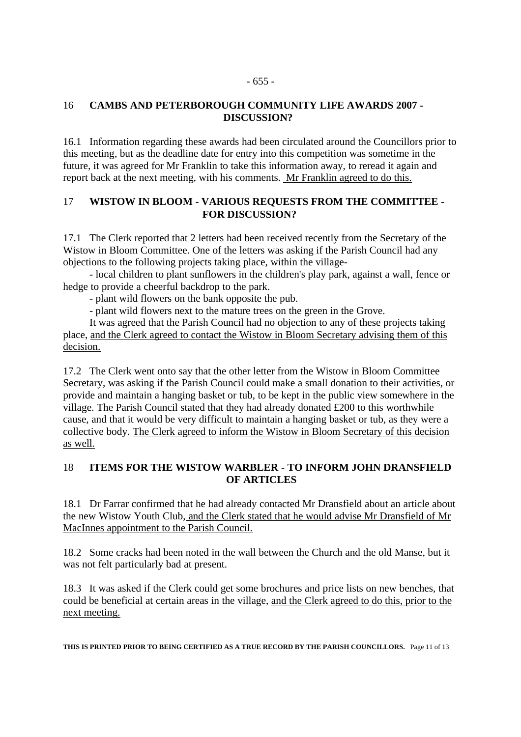## 16 CAMBS AND PETERBOROUGH COMMUNITY LIFE AWARDS 2007 - DISCUSSION?

16.1 Information regarding these awards had been circulated around the Councillors prior to this meeting, but as the deadline date for entry into this competition was sometime in the future, it was agreed for Mr Franklin to take this information away, to reread it again and report back at the next meeting, with his comments. Mr Franklin agreed to do this.

## 17 WISTOW IN BLOOM - VARIOUS REQUESTS FROM THE COMMITTEE - FOR DISCUSSION?

17.1 The Clerk reported that 2 letters had been received recently from the Secretary of the Wistow in Bloom Committee. One of the letters was asking if the Parish Council had any objections to the following projects taking place, within the village-

- local children to plant sunflowers in the children's play park, against a wall, fence or hedge to provide a cheerful backdrop to the park.
- plant wild flowers on the bank opposite the pub.
- plant wild flowers next to the mature trees on the green in the Grove.

It was agreed that the Parish Council had no objection to any of these projects taking place, and the Clerk agreed to contact the Wistow in Bloom Secretary advising them of this decision.

17.2 The Clerk went onto say that the other letter from the Wistow in Bloom Committee Secretary, was asking if the Parish Council could make a small donation to their activities, or provide and maintain a hanging basket or tub, to be kept in the public view somewhere in the village. The Parish Council stated that they had already donated £200 to this worthwhile cause, and that it would be very difficult to maintain a hanging basket or tub, as they were a collective body. The Clerk agreed to inform the Wistow in Bloom Secretary of this decision as well.

## 18 ITEMS FOR THE WISTOW WARBLER - TO INFORM JOHN DRANSFIELD OF ARTICLES

18.1 Dr Farrar confirmed that he had already contacted Mr Dransfield about an article about the new Wistow Youth Club, and the Clerk stated that he would advise Mr Dransfield of Mr MacInnes appointment to the Parish Council.

18.2 Some cracks had been noted in the wall between the Church and the old Manse, but it was not felt particularly bad at present.

18.3 It was asked if the Clerk could get some brochures and price lists on new benches, that could be beneficial at certain areas in the village, and the Clerk agreed to do this, prior to the next meeting.

**THIS IS PRINTED PRIOR TO BEING CERTIFIED AS A TRUE RECORD BY THE PARISH COUNCILLORS.**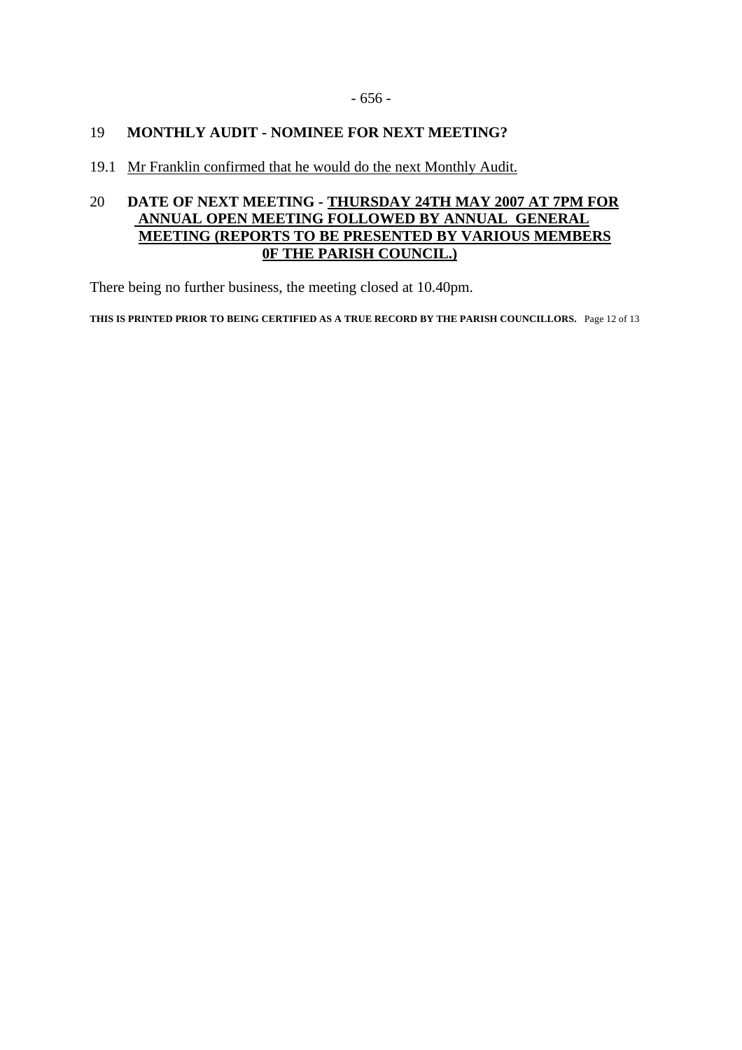## 19 MONTHLY AUDIT - NOMINEE FOR NEXT MEETING?

19.1 Mr Franklin confirmed that he would do the next Monthly Audit.

## 20 DATE OF NEXT MEETING - THURSDAY 24TH MAY 2007 AT 7PM FOR ANNUAL OPEN MEETING FOLLOWED BY ANNUAL GENERAL MEETING (REPORTS TO BE PRESENTED BY VARIOUS MEMBERS 0F THE PARISH COUNCIL.)

There being no further business, the meeting closed at 10.40pm.

**THIS IS PRINTED PRIOR TO BEING CERTIFIED AS A TRUE RECORD BY THE PARISH COUNCILLORS.**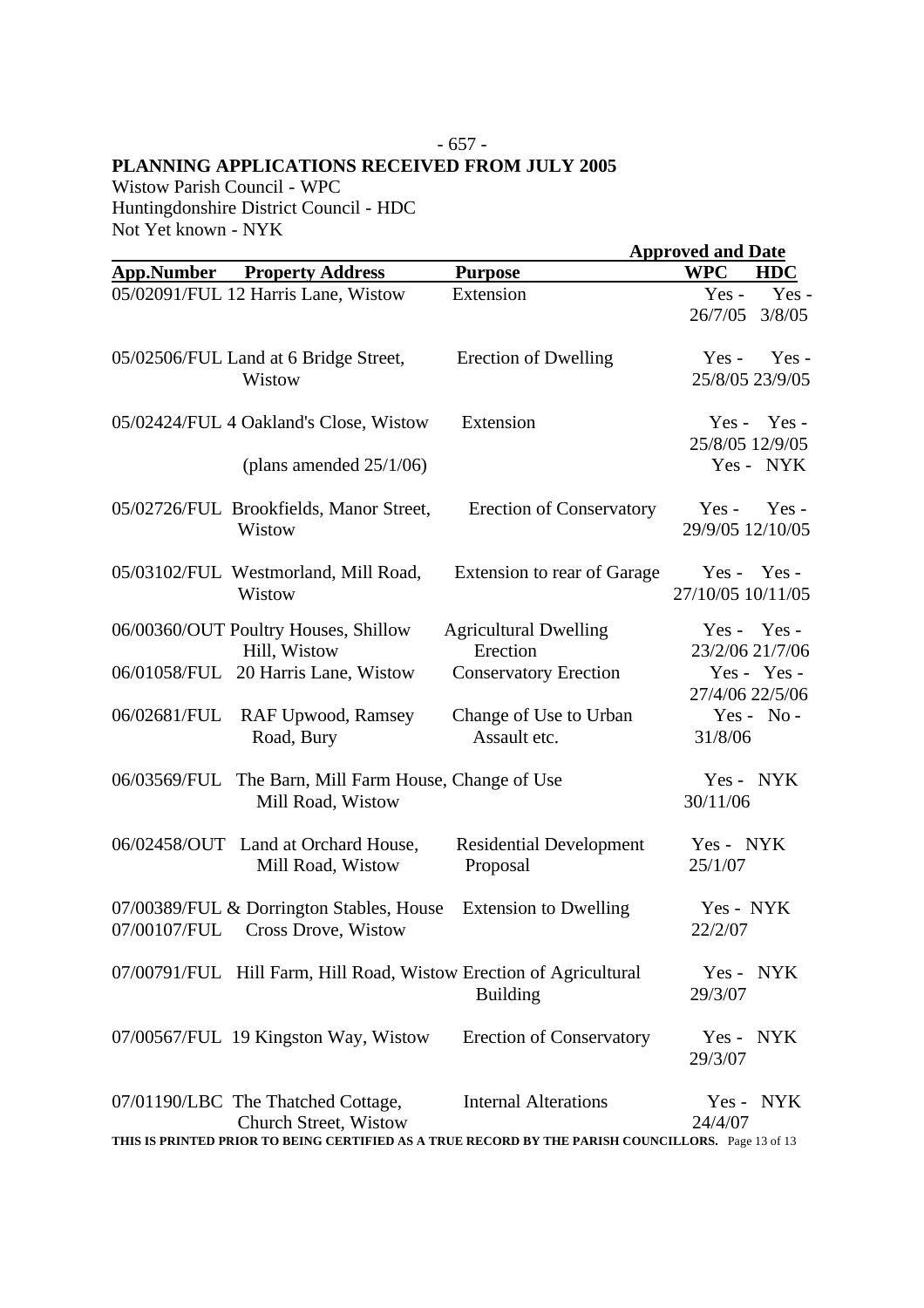**PLANNING APPLICATIONS RECEIVED FROM JULY 2005**

Wistow Parish Council - WPC
Huntingdonshire District Council - HDC
Not Yet known - NYK

| App.Number | Property Address | Purpose | Approved and Date WPC | HDC |
|---|---|---|---|---|
| 05/02091/FUL | 12 Harris Lane, Wistow | Extension | Yes - 26/7/05 | Yes - 3/8/05 |
| 05/02506/FUL | Land at 6 Bridge Street, Wistow | Erection of Dwelling | Yes - 25/8/05 | Yes - 23/9/05 |
| 05/02424/FUL | 4 Oakland's Close, Wistow | Extension | Yes - 25/8/05 | Yes - 12/9/05 |
| | (plans amended 25/1/06) | | Yes - | NYK |
| 05/02726/FUL | Brookfields, Manor Street, Wistow | Erection of Conservatory | Yes - 29/9/05 | Yes - 12/10/05 |
| 05/03102/FUL | Westmorland, Mill Road, Wistow | Extension to rear of Garage | Yes - 27/10/05 | Yes - 10/11/05 |
| 06/00360/OUT | Poultry Houses, Shillow Hill, Wistow | Agricultural Dwelling Erection | Yes - 23/2/06 | Yes - 21/7/06 |
| 06/01058/FUL | 20 Harris Lane, Wistow | Conservatory Erection | Yes - 27/4/06 | Yes - 22/5/06 |
| 06/02681/FUL | RAF Upwood, Ramsey Road, Bury | Change of Use to Urban Assault etc. | Yes - 31/8/06 | No - |
| 06/03569/FUL | The Barn, Mill Farm House, Mill Road, Wistow | Change of Use | Yes - 30/11/06 | NYK |
| 06/02458/OUT | Land at Orchard House, Mill Road, Wistow | Residential Development Proposal | Yes - 25/1/07 | NYK |
| 07/00389/FUL & 07/00107/FUL | Dorrington Stables, House Cross Drove, Wistow | Extension to Dwelling | Yes - 22/2/07 | NYK |
| 07/00791/FUL | Hill Farm, Hill Road, Wistow | Erection of Agricultural Building | Yes - 29/3/07 | NYK |
| 07/00567/FUL | 19 Kingston Way, Wistow | Erection of Conservatory | Yes - 29/3/07 | NYK |
| 07/01190/LBC | The Thatched Cottage, Church Street, Wistow | Internal Alterations | Yes - 24/4/07 | NYK |

**THIS IS PRINTED PRIOR TO BEING CERTIFIED AS A TRUE RECORD BY THE PARISH COUNCILLORS.**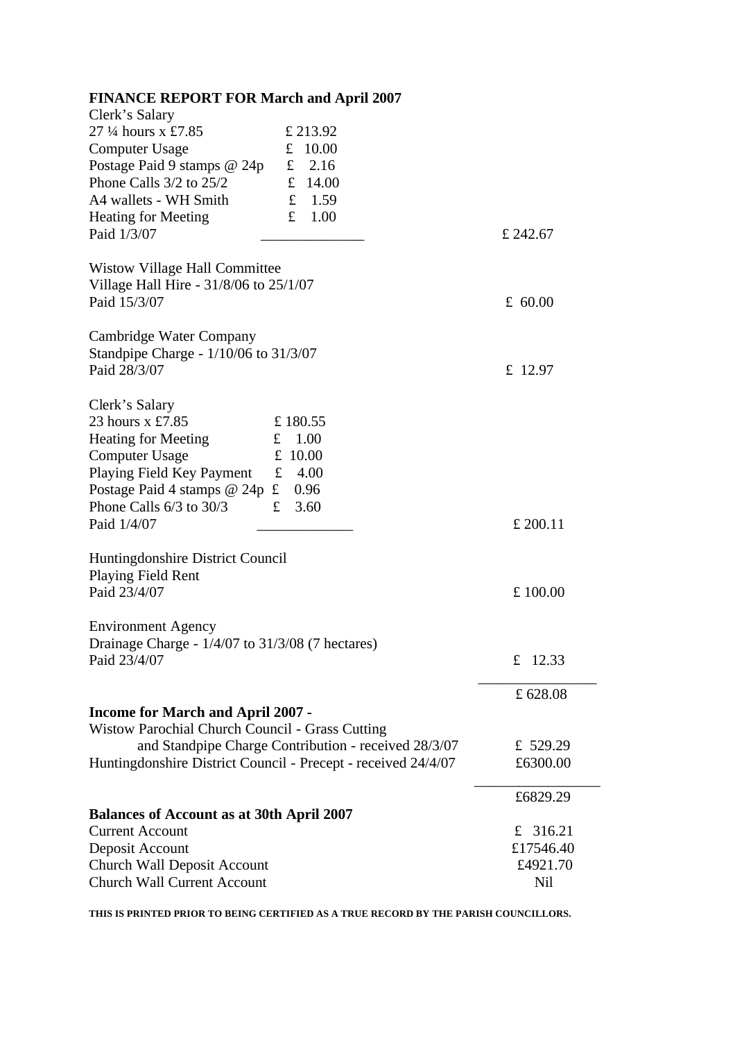## FINANCE REPORT FOR March and April 2007

| | | |
|---|---|---|
| Clerk's Salary | | |
| 27 ¼ hours x £7.85 | £ 213.92 | |
| Computer Usage | £ 10.00 | |
| Postage Paid 9 stamps @ 24p | £ 2.16 | |
| Phone Calls 3/2 to 25/2 | £ 14.00 | |
| A4 wallets - WH Smith | £ 1.59 | |
| Heating for Meeting | £ 1.00 | |
| Paid 1/3/07 | | £ 242.67 |
| | | |
| Wistow Village Hall Committee | | |
| Village Hall Hire - 31/8/06 to 25/1/07 | | |
| Paid 15/3/07 | | £ 60.00 |
| | | |
| Cambridge Water Company | | |
| Standpipe Charge - 1/10/06 to 31/3/07 | | |
| Paid 28/3/07 | | £ 12.97 |
| | | |
| Clerk's Salary | | |
| 23 hours x £7.85 | £ 180.55 | |
| Heating for Meeting | £ 1.00 | |
| Computer Usage | £ 10.00 | |
| Playing Field Key Payment | £ 4.00 | |
| Postage Paid 4 stamps @ 24p | £ 0.96 | |
| Phone Calls 6/3 to 30/3 | £ 3.60 | |
| Paid 1/4/07 | | £ 200.11 |
| | | |
| Huntingdonshire District Council | | |
| Playing Field Rent | | |
| Paid 23/4/07 | | £ 100.00 |
| | | |
| Environment Agency | | |
| Drainage Charge - 1/4/07 to 31/3/08 (7 hectares) | | |
| Paid 23/4/07 | | £ 12.33 |
| | | £ 628.08 |

**Income for March and April 2007 -**

| | |
|---|---|
| Wistow Parochial Church Council - Grass Cutting and Standpipe Charge Contribution - received 28/3/07 | £ 529.29 |
| Huntingdonshire District Council - Precept - received 24/4/07 | £6300.00 |
| | £6829.29 |

**Balances of Account as at 30th April 2007**

| | |
|---|---|
| Current Account | £ 316.21 |
| Deposit Account | £17546.40 |
| Church Wall Deposit Account | £4921.70 |
| Church Wall Current Account | Nil |

**THIS IS PRINTED PRIOR TO BEING CERTIFIED AS A TRUE RECORD BY THE PARISH COUNCILLORS.**